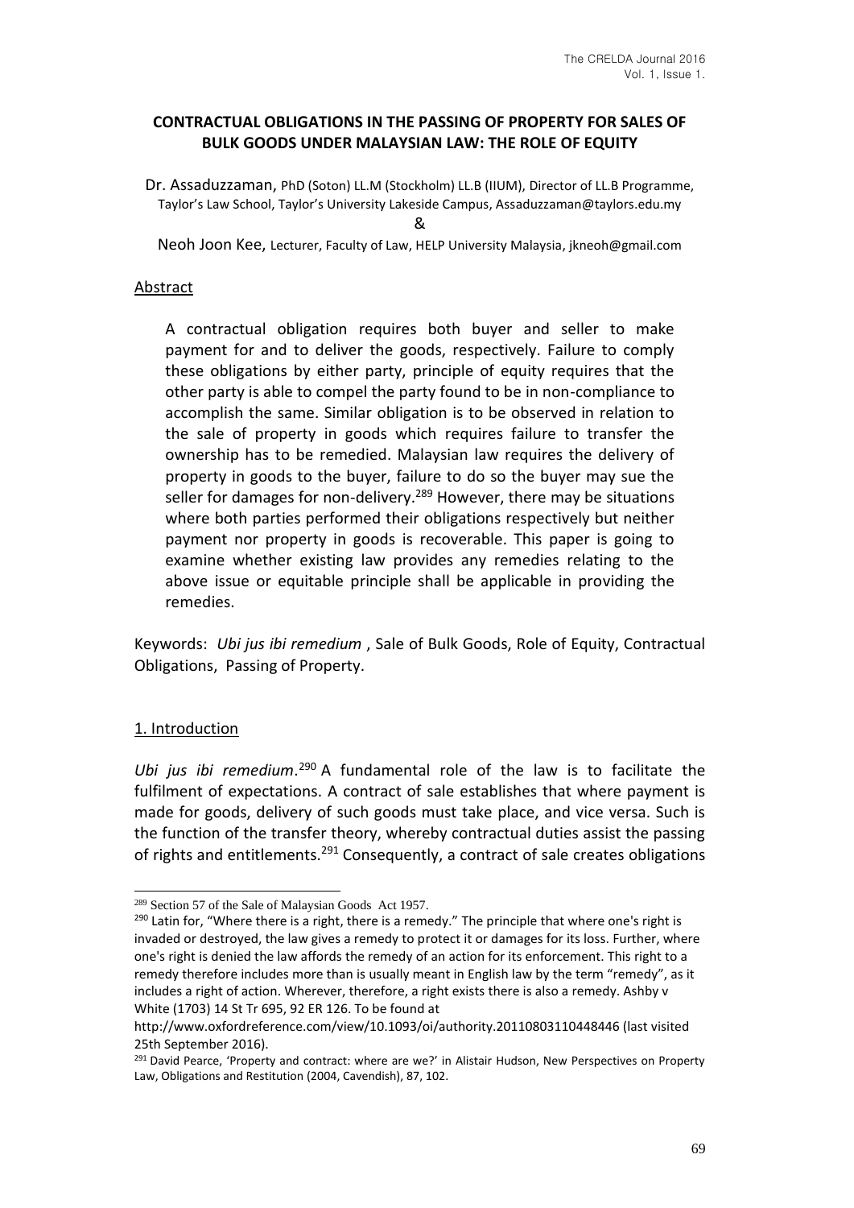# CONTRACTUAL OBLIGATIONS IN THE PASSING OF PROPERTY FOR SALES OF BULK GOODS UNDER MALAYSIAN LAW: THE ROLE OF EQUITY

Dr. Assaduzzaman, PhD (Soton) LL.M (Stockholm) LL.B (IIUM), Director of LL.B Programme, Taylor's Law School, Taylor's University Lakeside Campus, Assaduzzaman@taylors.edu.my

&

Neoh Joon Kee, Lecturer, Faculty of Law, HELP University Malaysia, jkneoh@gmail.com

## Abstract

A contractual obligation requires both buyer and seller to make payment for and to deliver the goods, respectively. Failure to comply these obligations by either party, principle of equity requires that the other party is able to compel the party found to be in non-compliance to accomplish the same. Similar obligation is to be observed in relation to the sale of property in goods which requires failure to transfer the ownership has to be remedied. Malaysian law requires the delivery of property in goods to the buyer, failure to do so the buyer may sue the seller for damages for non-delivery.[289] However, there may be situations where both parties performed their obligations respectively but neither payment nor property in goods is recoverable. This paper is going to examine whether existing law provides any remedies relating to the above issue or equitable principle shall be applicable in providing the remedies.

Keywords: *Ubi jus ibi remedium* , Sale of Bulk Goods, Role of Equity, Contractual Obligations, Passing of Property.

## 1. Introduction

*Ubi jus ibi remedium*.[290] A fundamental role of the law is to facilitate the fulfilment of expectations. A contract of sale establishes that where payment is made for goods, delivery of such goods must take place, and vice versa. Such is the function of the transfer theory, whereby contractual duties assist the passing of rights and entitlements.[291] Consequently, a contract of sale creates obligations

---

[289] Section 57 of the Sale of Malaysian Goods Act 1957.

[290] Latin for, "Where there is a right, there is a remedy." The principle that where one's right is invaded or destroyed, the law gives a remedy to protect it or damages for its loss. Further, where one's right is denied the law affords the remedy of an action for its enforcement. This right to a remedy therefore includes more than is usually meant in English law by the term "remedy", as it includes a right of action. Wherever, therefore, a right exists there is also a remedy. Ashby v White (1703) 14 St Tr 695, 92 ER 126. To be found at http://www.oxfordreference.com/view/10.1093/oi/authority.20110803110448446 (last visited 25th September 2016).

[291] David Pearce, 'Property and contract: where are we?' in Alistair Hudson, New Perspectives on Property Law, Obligations and Restitution (2004, Cavendish), 87, 102.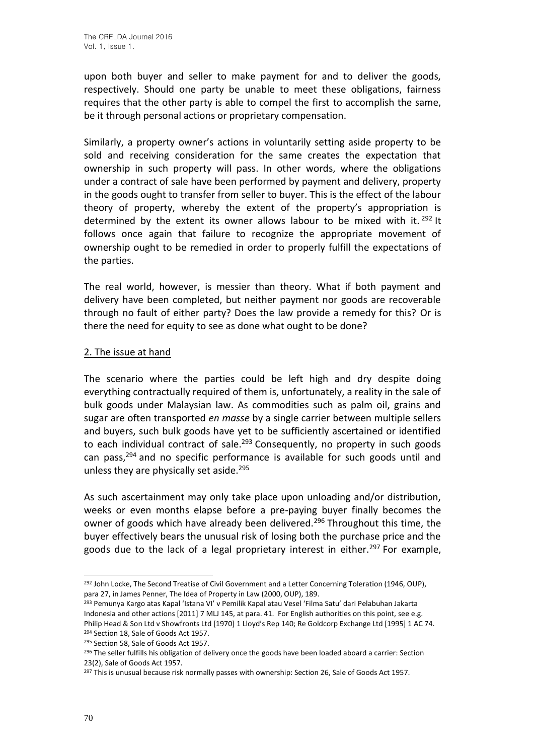upon both buyer and seller to make payment for and to deliver the goods, respectively. Should one party be unable to meet these obligations, fairness requires that the other party is able to compel the first to accomplish the same, be it through personal actions or proprietary compensation.

Similarly, a property owner's actions in voluntarily setting aside property to be sold and receiving consideration for the same creates the expectation that ownership in such property will pass. In other words, where the obligations under a contract of sale have been performed by payment and delivery, property in the goods ought to transfer from seller to buyer. This is the effect of the labour theory of property, whereby the extent of the property's appropriation is determined by the extent its owner allows labour to be mixed with it.[292] It follows once again that failure to recognize the appropriate movement of ownership ought to be remedied in order to properly fulfill the expectations of the parties.

The real world, however, is messier than theory. What if both payment and delivery have been completed, but neither payment nor goods are recoverable through no fault of either party? Does the law provide a remedy for this? Or is there the need for equity to see as done what ought to be done?

## 2. The issue at hand

The scenario where the parties could be left high and dry despite doing everything contractually required of them is, unfortunately, a reality in the sale of bulk goods under Malaysian law. As commodities such as palm oil, grains and sugar are often transported *en masse* by a single carrier between multiple sellers and buyers, such bulk goods have yet to be sufficiently ascertained or identified to each individual contract of sale.[293] Consequently, no property in such goods can pass,[294] and no specific performance is available for such goods until and unless they are physically set aside.[295]

As such ascertainment may only take place upon unloading and/or distribution, weeks or even months elapse before a pre-paying buyer finally becomes the owner of goods which have already been delivered.[296] Throughout this time, the buyer effectively bears the unusual risk of losing both the purchase price and the goods due to the lack of a legal proprietary interest in either.[297] For example,

---

[292] John Locke, The Second Treatise of Civil Government and a Letter Concerning Toleration (1946, OUP), para 27, in James Penner, The Idea of Property in Law (2000, OUP), 189.

[293] Pemunya Kargo atas Kapal 'Istana VI' v Pemilik Kapal atau Vesel 'Filma Satu' dari Pelabuhan Jakarta Indonesia and other actions [2011] 7 MLJ 145, at para. 41. For English authorities on this point, see e.g. Philip Head & Son Ltd v Showfronts Ltd [1970] 1 Lloyd's Rep 140; Re Goldcorp Exchange Ltd [1995] 1 AC 74.

[294] Section 18, Sale of Goods Act 1957.

[295] Section 58, Sale of Goods Act 1957.

[296] The seller fulfills his obligation of delivery once the goods have been loaded aboard a carrier: Section 23(2), Sale of Goods Act 1957.

[297] This is unusual because risk normally passes with ownership: Section 26, Sale of Goods Act 1957.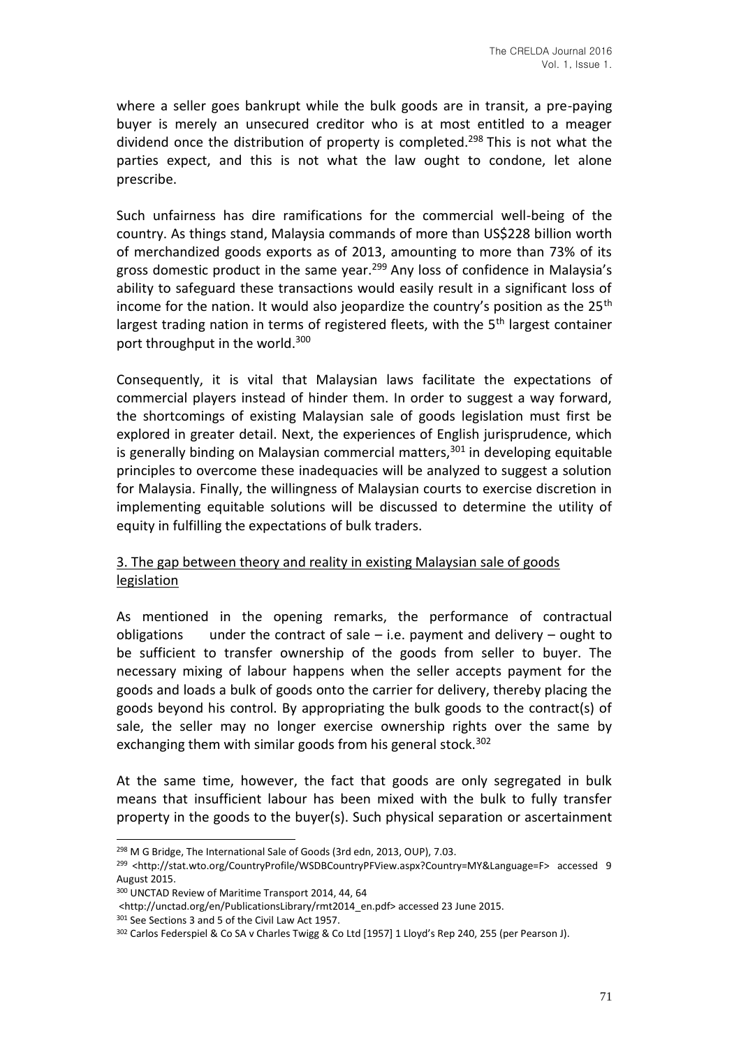where a seller goes bankrupt while the bulk goods are in transit, a pre-paying buyer is merely an unsecured creditor who is at most entitled to a meager dividend once the distribution of property is completed.[298] This is not what the parties expect, and this is not what the law ought to condone, let alone prescribe.

Such unfairness has dire ramifications for the commercial well-being of the country. As things stand, Malaysia commands of more than US$228 billion worth of merchandized goods exports as of 2013, amounting to more than 73% of its gross domestic product in the same year.[299] Any loss of confidence in Malaysia's ability to safeguard these transactions would easily result in a significant loss of income for the nation. It would also jeopardize the country's position as the 25th largest trading nation in terms of registered fleets, with the 5th largest container port throughput in the world.[300]

Consequently, it is vital that Malaysian laws facilitate the expectations of commercial players instead of hinder them. In order to suggest a way forward, the shortcomings of existing Malaysian sale of goods legislation must first be explored in greater detail. Next, the experiences of English jurisprudence, which is generally binding on Malaysian commercial matters,[301] in developing equitable principles to overcome these inadequacies will be analyzed to suggest a solution for Malaysia. Finally, the willingness of Malaysian courts to exercise discretion in implementing equitable solutions will be discussed to determine the utility of equity in fulfilling the expectations of bulk traders.

## 3. The gap between theory and reality in existing Malaysian sale of goods legislation

As mentioned in the opening remarks, the performance of contractual obligations under the contract of sale – i.e. payment and delivery – ought to be sufficient to transfer ownership of the goods from seller to buyer. The necessary mixing of labour happens when the seller accepts payment for the goods and loads a bulk of goods onto the carrier for delivery, thereby placing the goods beyond his control. By appropriating the bulk goods to the contract(s) of sale, the seller may no longer exercise ownership rights over the same by exchanging them with similar goods from his general stock.[302]

At the same time, however, the fact that goods are only segregated in bulk means that insufficient labour has been mixed with the bulk to fully transfer property in the goods to the buyer(s). Such physical separation or ascertainment

---

[298] M G Bridge, The International Sale of Goods (3rd edn, 2013, OUP), 7.03.

[299] <http://stat.wto.org/CountryProfile/WSDBCountryPFView.aspx?Country=MY&Language=F> accessed 9 August 2015.

[300] UNCTAD Review of Maritime Transport 2014, 44, 64 <http://unctad.org/en/PublicationsLibrary/rmt2014_en.pdf> accessed 23 June 2015.

[301] See Sections 3 and 5 of the Civil Law Act 1957.

[302] Carlos Federspiel & Co SA v Charles Twigg & Co Ltd [1957] 1 Lloyd's Rep 240, 255 (per Pearson J).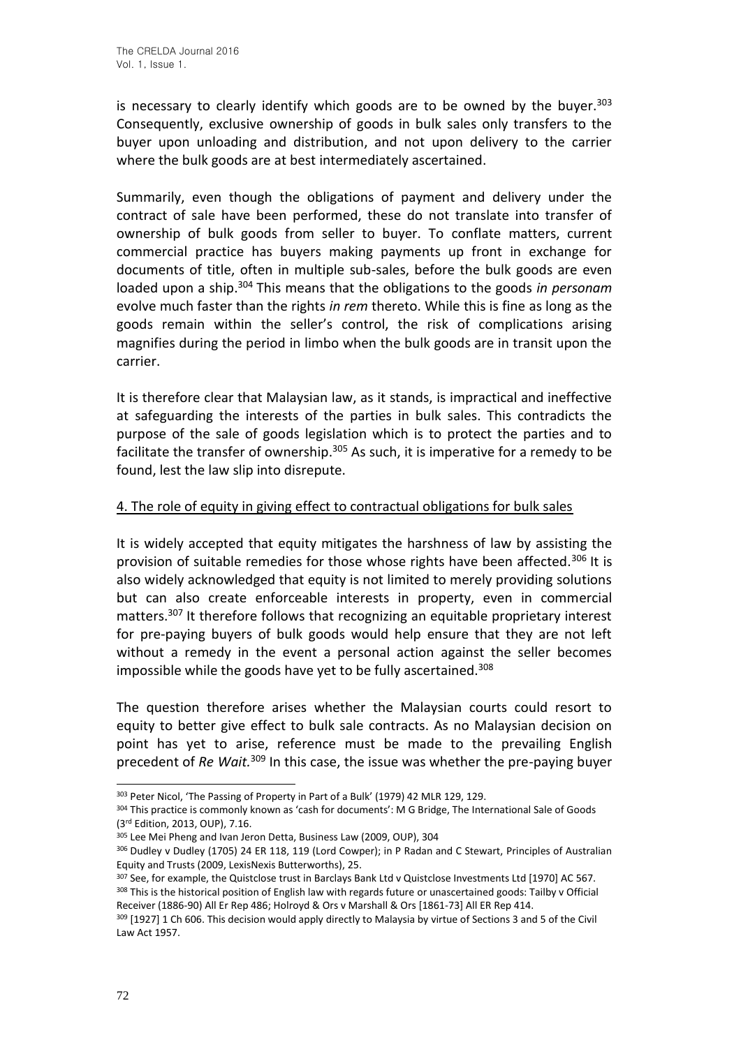is necessary to clearly identify which goods are to be owned by the buyer.[303] Consequently, exclusive ownership of goods in bulk sales only transfers to the buyer upon unloading and distribution, and not upon delivery to the carrier where the bulk goods are at best intermediately ascertained.

Summarily, even though the obligations of payment and delivery under the contract of sale have been performed, these do not translate into transfer of ownership of bulk goods from seller to buyer. To conflate matters, current commercial practice has buyers making payments up front in exchange for documents of title, often in multiple sub-sales, before the bulk goods are even loaded upon a ship.[304] This means that the obligations to the goods *in personam* evolve much faster than the rights *in rem* thereto. While this is fine as long as the goods remain within the seller's control, the risk of complications arising magnifies during the period in limbo when the bulk goods are in transit upon the carrier.

It is therefore clear that Malaysian law, as it stands, is impractical and ineffective at safeguarding the interests of the parties in bulk sales. This contradicts the purpose of the sale of goods legislation which is to protect the parties and to facilitate the transfer of ownership.[305] As such, it is imperative for a remedy to be found, lest the law slip into disrepute.

## 4. The role of equity in giving effect to contractual obligations for bulk sales

It is widely accepted that equity mitigates the harshness of law by assisting the provision of suitable remedies for those whose rights have been affected.[306] It is also widely acknowledged that equity is not limited to merely providing solutions but can also create enforceable interests in property, even in commercial matters.[307] It therefore follows that recognizing an equitable proprietary interest for pre-paying buyers of bulk goods would help ensure that they are not left without a remedy in the event a personal action against the seller becomes impossible while the goods have yet to be fully ascertained.[308]

The question therefore arises whether the Malaysian courts could resort to equity to better give effect to bulk sale contracts. As no Malaysian decision on point has yet to arise, reference must be made to the prevailing English precedent of *Re Wait.*[309] In this case, the issue was whether the pre-paying buyer

---

[303] Peter Nicol, 'The Passing of Property in Part of a Bulk' (1979) 42 MLR 129, 129.

[304] This practice is commonly known as 'cash for documents': M G Bridge, The International Sale of Goods (3rd Edition, 2013, OUP), 7.16.

[305] Lee Mei Pheng and Ivan Jeron Detta, Business Law (2009, OUP), 304

[306] Dudley v Dudley (1705) 24 ER 118, 119 (Lord Cowper); in P Radan and C Stewart, Principles of Australian Equity and Trusts (2009, LexisNexis Butterworths), 25.

[307] See, for example, the Quistclose trust in Barclays Bank Ltd v Quistclose Investments Ltd [1970] AC 567.

[308] This is the historical position of English law with regards future or unascertained goods: Tailby v Official Receiver (1886-90) All Er Rep 486; Holroyd & Ors v Marshall & Ors [1861-73] All ER Rep 414.

[309] [1927] 1 Ch 606. This decision would apply directly to Malaysia by virtue of Sections 3 and 5 of the Civil Law Act 1957.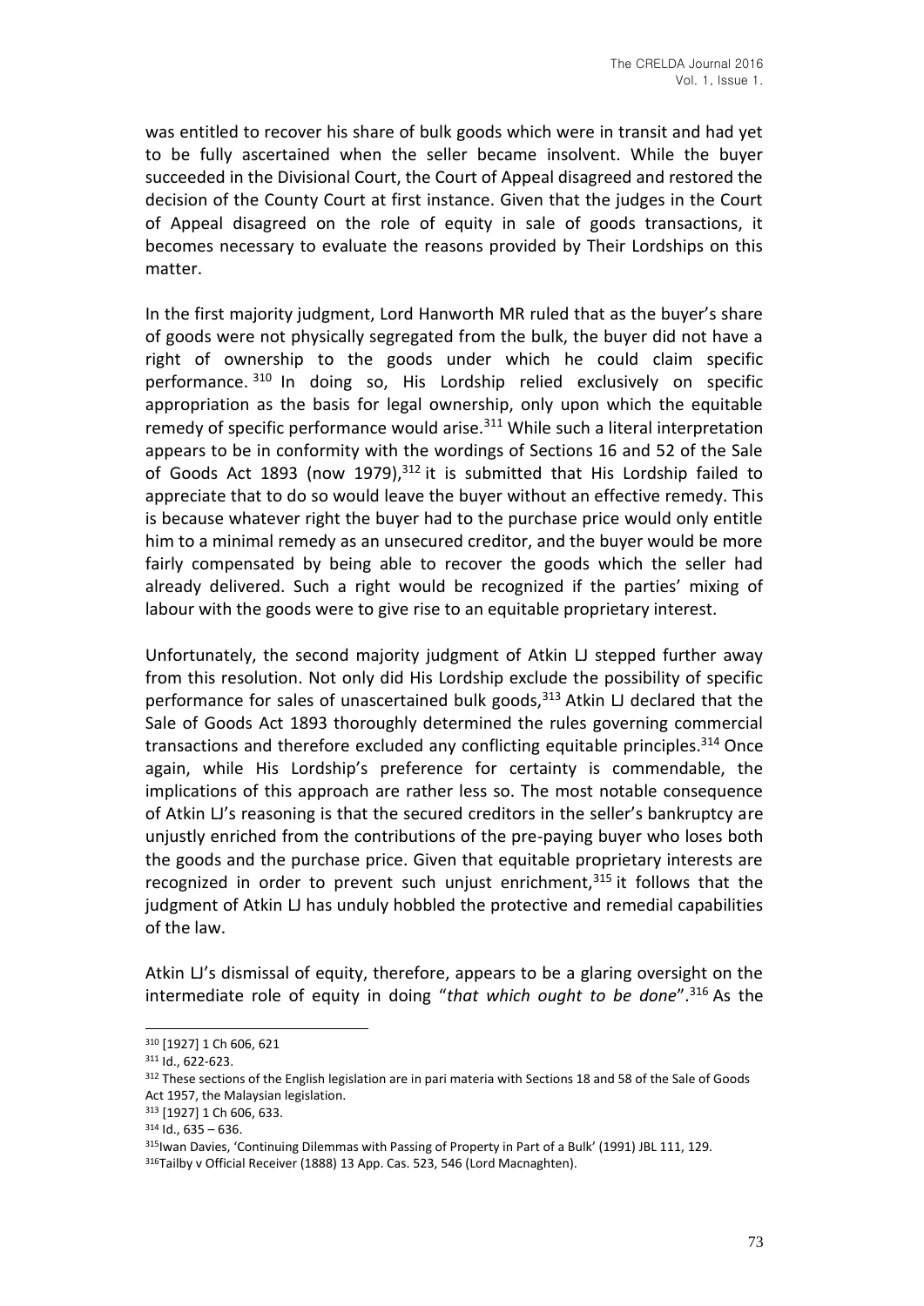was entitled to recover his share of bulk goods which were in transit and had yet to be fully ascertained when the seller became insolvent. While the buyer succeeded in the Divisional Court, the Court of Appeal disagreed and restored the decision of the County Court at first instance. Given that the judges in the Court of Appeal disagreed on the role of equity in sale of goods transactions, it becomes necessary to evaluate the reasons provided by Their Lordships on this matter.

In the first majority judgment, Lord Hanworth MR ruled that as the buyer's share of goods were not physically segregated from the bulk, the buyer did not have a right of ownership to the goods under which he could claim specific performance.[310] In doing so, His Lordship relied exclusively on specific appropriation as the basis for legal ownership, only upon which the equitable remedy of specific performance would arise.[311] While such a literal interpretation appears to be in conformity with the wordings of Sections 16 and 52 of the Sale of Goods Act 1893 (now 1979),[312] it is submitted that His Lordship failed to appreciate that to do so would leave the buyer without an effective remedy. This is because whatever right the buyer had to the purchase price would only entitle him to a minimal remedy as an unsecured creditor, and the buyer would be more fairly compensated by being able to recover the goods which the seller had already delivered. Such a right would be recognized if the parties' mixing of labour with the goods were to give rise to an equitable proprietary interest.

Unfortunately, the second majority judgment of Atkin LJ stepped further away from this resolution. Not only did His Lordship exclude the possibility of specific performance for sales of unascertained bulk goods,[313] Atkin LJ declared that the Sale of Goods Act 1893 thoroughly determined the rules governing commercial transactions and therefore excluded any conflicting equitable principles.[314] Once again, while His Lordship's preference for certainty is commendable, the implications of this approach are rather less so. The most notable consequence of Atkin LJ's reasoning is that the secured creditors in the seller's bankruptcy are unjustly enriched from the contributions of the pre-paying buyer who loses both the goods and the purchase price. Given that equitable proprietary interests are recognized in order to prevent such unjust enrichment,[315] it follows that the judgment of Atkin LJ has unduly hobbled the protective and remedial capabilities of the law.

Atkin LJ's dismissal of equity, therefore, appears to be a glaring oversight on the intermediate role of equity in doing "*that which ought to be done*".[316] As the

---

[310] [1927] 1 Ch 606, 621

[311] Id., 622-623.

[312] These sections of the English legislation are in pari materia with Sections 18 and 58 of the Sale of Goods Act 1957, the Malaysian legislation.

[313] [1927] 1 Ch 606, 633.

[314] Id., 635 – 636.

[315] Iwan Davies, 'Continuing Dilemmas with Passing of Property in Part of a Bulk' (1991) JBL 111, 129.

[316] Tailby v Official Receiver (1888) 13 App. Cas. 523, 546 (Lord Macnaghten).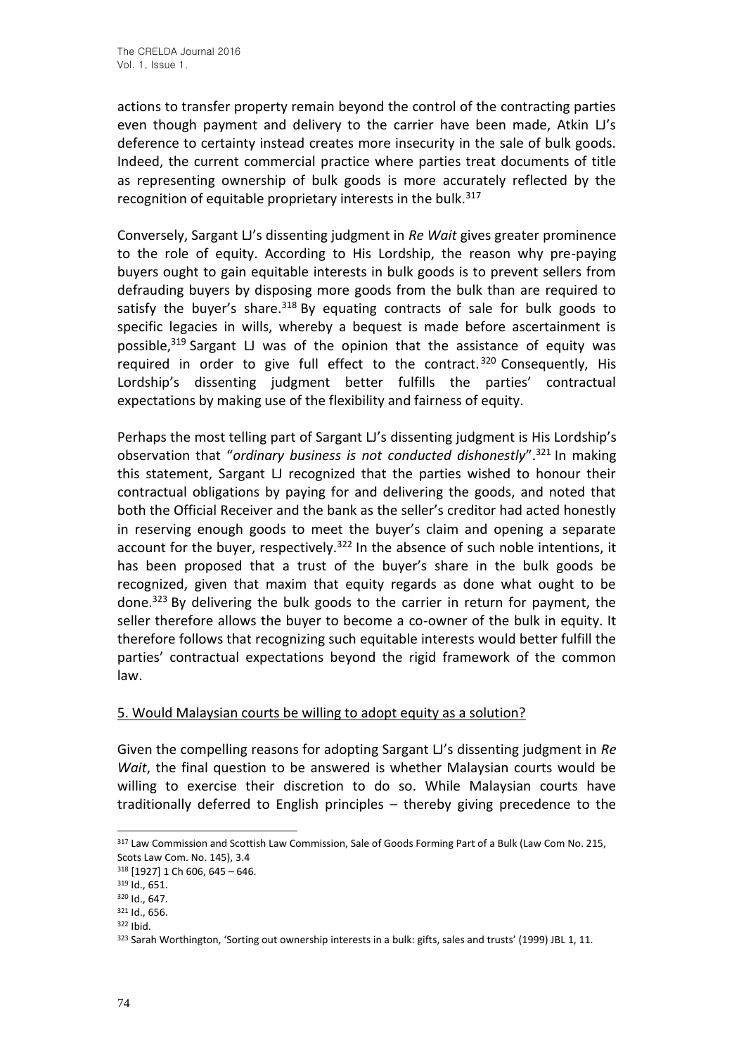actions to transfer property remain beyond the control of the contracting parties even though payment and delivery to the carrier have been made, Atkin LJ's deference to certainty instead creates more insecurity in the sale of bulk goods. Indeed, the current commercial practice where parties treat documents of title as representing ownership of bulk goods is more accurately reflected by the recognition of equitable proprietary interests in the bulk.[317]

Conversely, Sargant LJ's dissenting judgment in *Re Wait* gives greater prominence to the role of equity. According to His Lordship, the reason why pre-paying buyers ought to gain equitable interests in bulk goods is to prevent sellers from defrauding buyers by disposing more goods from the bulk than are required to satisfy the buyer's share.[318] By equating contracts of sale for bulk goods to specific legacies in wills, whereby a bequest is made before ascertainment is possible,[319] Sargant LJ was of the opinion that the assistance of equity was required in order to give full effect to the contract.[320] Consequently, His Lordship's dissenting judgment better fulfills the parties' contractual expectations by making use of the flexibility and fairness of equity.

Perhaps the most telling part of Sargant LJ's dissenting judgment is His Lordship's observation that "*ordinary business is not conducted dishonestly*".[321] In making this statement, Sargant LJ recognized that the parties wished to honour their contractual obligations by paying for and delivering the goods, and noted that both the Official Receiver and the bank as the seller's creditor had acted honestly in reserving enough goods to meet the buyer's claim and opening a separate account for the buyer, respectively.[322] In the absence of such noble intentions, it has been proposed that a trust of the buyer's share in the bulk goods be recognized, given that maxim that equity regards as done what ought to be done.[323] By delivering the bulk goods to the carrier in return for payment, the seller therefore allows the buyer to become a co-owner of the bulk in equity. It therefore follows that recognizing such equitable interests would better fulfill the parties' contractual expectations beyond the rigid framework of the common law.

## 5. Would Malaysian courts be willing to adopt equity as a solution?

Given the compelling reasons for adopting Sargant LJ's dissenting judgment in *Re Wait*, the final question to be answered is whether Malaysian courts would be willing to exercise their discretion to do so. While Malaysian courts have traditionally deferred to English principles – thereby giving precedence to the

---

[317] Law Commission and Scottish Law Commission, Sale of Goods Forming Part of a Bulk (Law Com No. 215, Scots Law Com. No. 145), 3.4

[318] [1927] 1 Ch 606, 645 – 646.

[319] Id., 651.

[320] Id., 647.

[321] Id., 656.

[322] Ibid.

[323] Sarah Worthington, 'Sorting out ownership interests in a bulk: gifts, sales and trusts' (1999) JBL 1, 11.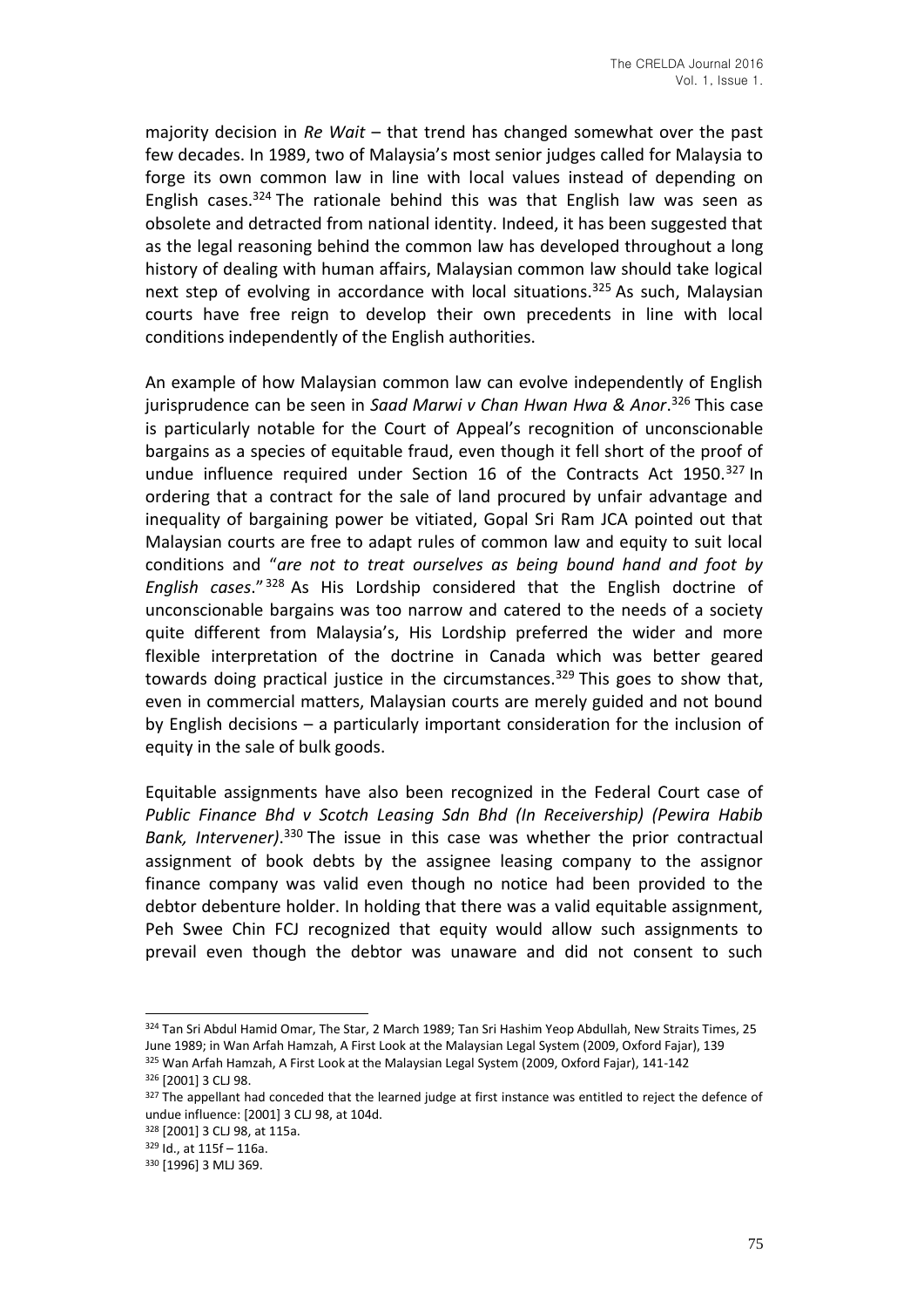majority decision in *Re Wait* – that trend has changed somewhat over the past few decades. In 1989, two of Malaysia's most senior judges called for Malaysia to forge its own common law in line with local values instead of depending on English cases.[324] The rationale behind this was that English law was seen as obsolete and detracted from national identity. Indeed, it has been suggested that as the legal reasoning behind the common law has developed throughout a long history of dealing with human affairs, Malaysian common law should take logical next step of evolving in accordance with local situations.[325] As such, Malaysian courts have free reign to develop their own precedents in line with local conditions independently of the English authorities.

An example of how Malaysian common law can evolve independently of English jurisprudence can be seen in *Saad Marwi v Chan Hwan Hwa & Anor*.[326] This case is particularly notable for the Court of Appeal's recognition of unconscionable bargains as a species of equitable fraud, even though it fell short of the proof of undue influence required under Section 16 of the Contracts Act 1950.[327] In ordering that a contract for the sale of land procured by unfair advantage and inequality of bargaining power be vitiated, Gopal Sri Ram JCA pointed out that Malaysian courts are free to adapt rules of common law and equity to suit local conditions and "*are not to treat ourselves as being bound hand and foot by English cases*."[328] As His Lordship considered that the English doctrine of unconscionable bargains was too narrow and catered to the needs of a society quite different from Malaysia's, His Lordship preferred the wider and more flexible interpretation of the doctrine in Canada which was better geared towards doing practical justice in the circumstances.[329] This goes to show that, even in commercial matters, Malaysian courts are merely guided and not bound by English decisions – a particularly important consideration for the inclusion of equity in the sale of bulk goods.

Equitable assignments have also been recognized in the Federal Court case of *Public Finance Bhd v Scotch Leasing Sdn Bhd (In Receivership) (Pewira Habib Bank, Intervener)*.[330] The issue in this case was whether the prior contractual assignment of book debts by the assignee leasing company to the assignor finance company was valid even though no notice had been provided to the debtor debenture holder. In holding that there was a valid equitable assignment, Peh Swee Chin FCJ recognized that equity would allow such assignments to prevail even though the debtor was unaware and did not consent to such

---

[324] Tan Sri Abdul Hamid Omar, The Star, 2 March 1989; Tan Sri Hashim Yeop Abdullah, New Straits Times, 25 June 1989; in Wan Arfah Hamzah, A First Look at the Malaysian Legal System (2009, Oxford Fajar), 139

[325] Wan Arfah Hamzah, A First Look at the Malaysian Legal System (2009, Oxford Fajar), 141-142

[326] [2001] 3 CLJ 98.

[327] The appellant had conceded that the learned judge at first instance was entitled to reject the defence of undue influence: [2001] 3 CLJ 98, at 104d.

[328] [2001] 3 CLJ 98, at 115a.

[329] Id., at 115f – 116a.

[330] [1996] 3 MLJ 369.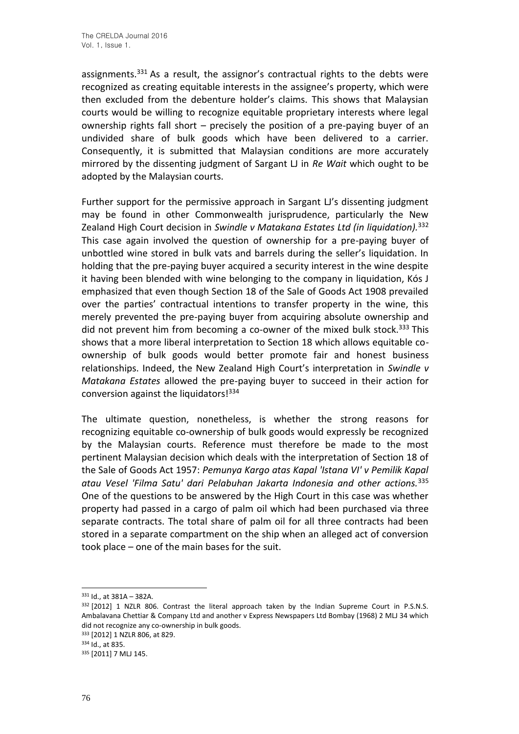assignments.[331] As a result, the assignor's contractual rights to the debts were recognized as creating equitable interests in the assignee's property, which were then excluded from the debenture holder's claims. This shows that Malaysian courts would be willing to recognize equitable proprietary interests where legal ownership rights fall short – precisely the position of a pre-paying buyer of an undivided share of bulk goods which have been delivered to a carrier. Consequently, it is submitted that Malaysian conditions are more accurately mirrored by the dissenting judgment of Sargant LJ in *Re Wait* which ought to be adopted by the Malaysian courts.

Further support for the permissive approach in Sargant LJ's dissenting judgment may be found in other Commonwealth jurisprudence, particularly the New Zealand High Court decision in *Swindle v Matakana Estates Ltd (in liquidation).*[332] This case again involved the question of ownership for a pre-paying buyer of unbottled wine stored in bulk vats and barrels during the seller's liquidation. In holding that the pre-paying buyer acquired a security interest in the wine despite it having been blended with wine belonging to the company in liquidation, Kós J emphasized that even though Section 18 of the Sale of Goods Act 1908 prevailed over the parties' contractual intentions to transfer property in the wine, this merely prevented the pre-paying buyer from acquiring absolute ownership and did not prevent him from becoming a co-owner of the mixed bulk stock.[333] This shows that a more liberal interpretation to Section 18 which allows equitable co-ownership of bulk goods would better promote fair and honest business relationships. Indeed, the New Zealand High Court's interpretation in *Swindle v Matakana Estates* allowed the pre-paying buyer to succeed in their action for conversion against the liquidators![334]

The ultimate question, nonetheless, is whether the strong reasons for recognizing equitable co-ownership of bulk goods would expressly be recognized by the Malaysian courts. Reference must therefore be made to the most pertinent Malaysian decision which deals with the interpretation of Section 18 of the Sale of Goods Act 1957: *Pemunya Kargo atas Kapal 'Istana VI' v Pemilik Kapal atau Vesel 'Filma Satu' dari Pelabuhan Jakarta Indonesia and other actions.*[335] One of the questions to be answered by the High Court in this case was whether property had passed in a cargo of palm oil which had been purchased via three separate contracts. The total share of palm oil for all three contracts had been stored in a separate compartment on the ship when an alleged act of conversion took place – one of the main bases for the suit.

---

[331] Id., at 381A – 382A.

[332] [2012] 1 NZLR 806. Contrast the literal approach taken by the Indian Supreme Court in P.S.N.S. Ambalavana Chettiar & Company Ltd and another v Express Newspapers Ltd Bombay (1968) 2 MLJ 34 which did not recognize any co-ownership in bulk goods.

[333] [2012] 1 NZLR 806, at 829.

[334] Id., at 835.

[335] [2011] 7 MLJ 145.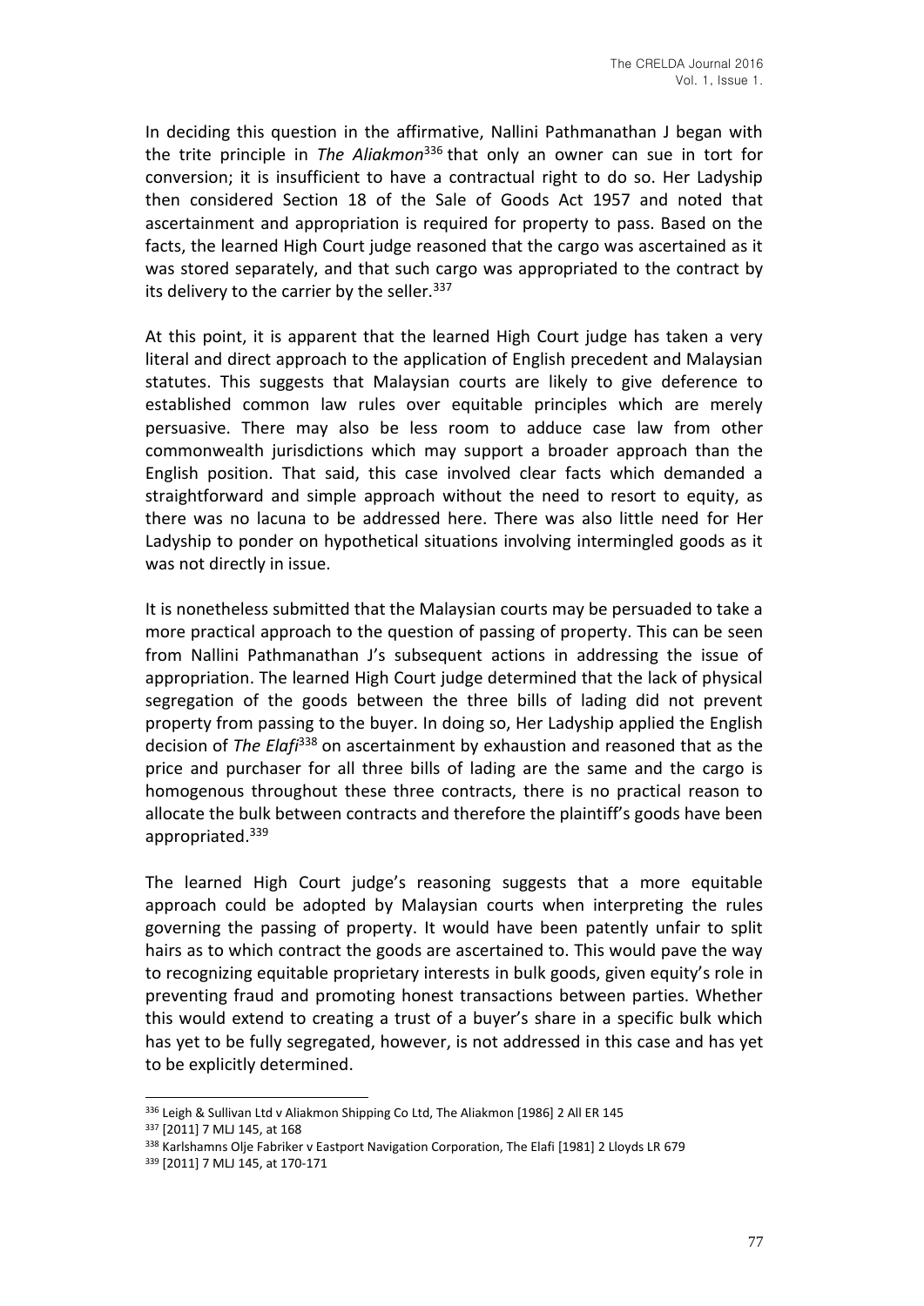In deciding this question in the affirmative, Nallini Pathmanathan J began with the trite principle in *The Aliakmon*[336] that only an owner can sue in tort for conversion; it is insufficient to have a contractual right to do so. Her Ladyship then considered Section 18 of the Sale of Goods Act 1957 and noted that ascertainment and appropriation is required for property to pass. Based on the facts, the learned High Court judge reasoned that the cargo was ascertained as it was stored separately, and that such cargo was appropriated to the contract by its delivery to the carrier by the seller.[337]

At this point, it is apparent that the learned High Court judge has taken a very literal and direct approach to the application of English precedent and Malaysian statutes. This suggests that Malaysian courts are likely to give deference to established common law rules over equitable principles which are merely persuasive. There may also be less room to adduce case law from other commonwealth jurisdictions which may support a broader approach than the English position. That said, this case involved clear facts which demanded a straightforward and simple approach without the need to resort to equity, as there was no lacuna to be addressed here. There was also little need for Her Ladyship to ponder on hypothetical situations involving intermingled goods as it was not directly in issue.

It is nonetheless submitted that the Malaysian courts may be persuaded to take a more practical approach to the question of passing of property. This can be seen from Nallini Pathmanathan J's subsequent actions in addressing the issue of appropriation. The learned High Court judge determined that the lack of physical segregation of the goods between the three bills of lading did not prevent property from passing to the buyer. In doing so, Her Ladyship applied the English decision of *The Elafi*[338] on ascertainment by exhaustion and reasoned that as the price and purchaser for all three bills of lading are the same and the cargo is homogenous throughout these three contracts, there is no practical reason to allocate the bulk between contracts and therefore the plaintiff's goods have been appropriated.[339]

The learned High Court judge's reasoning suggests that a more equitable approach could be adopted by Malaysian courts when interpreting the rules governing the passing of property. It would have been patently unfair to split hairs as to which contract the goods are ascertained to. This would pave the way to recognizing equitable proprietary interests in bulk goods, given equity's role in preventing fraud and promoting honest transactions between parties. Whether this would extend to creating a trust of a buyer's share in a specific bulk which has yet to be fully segregated, however, is not addressed in this case and has yet to be explicitly determined.

---

[336] Leigh & Sullivan Ltd v Aliakmon Shipping Co Ltd, The Aliakmon [1986] 2 All ER 145

[337] [2011] 7 MLJ 145, at 168

[338] Karlshamns Olje Fabriker v Eastport Navigation Corporation, The Elafi [1981] 2 Lloyds LR 679

[339] [2011] 7 MLJ 145, at 170-171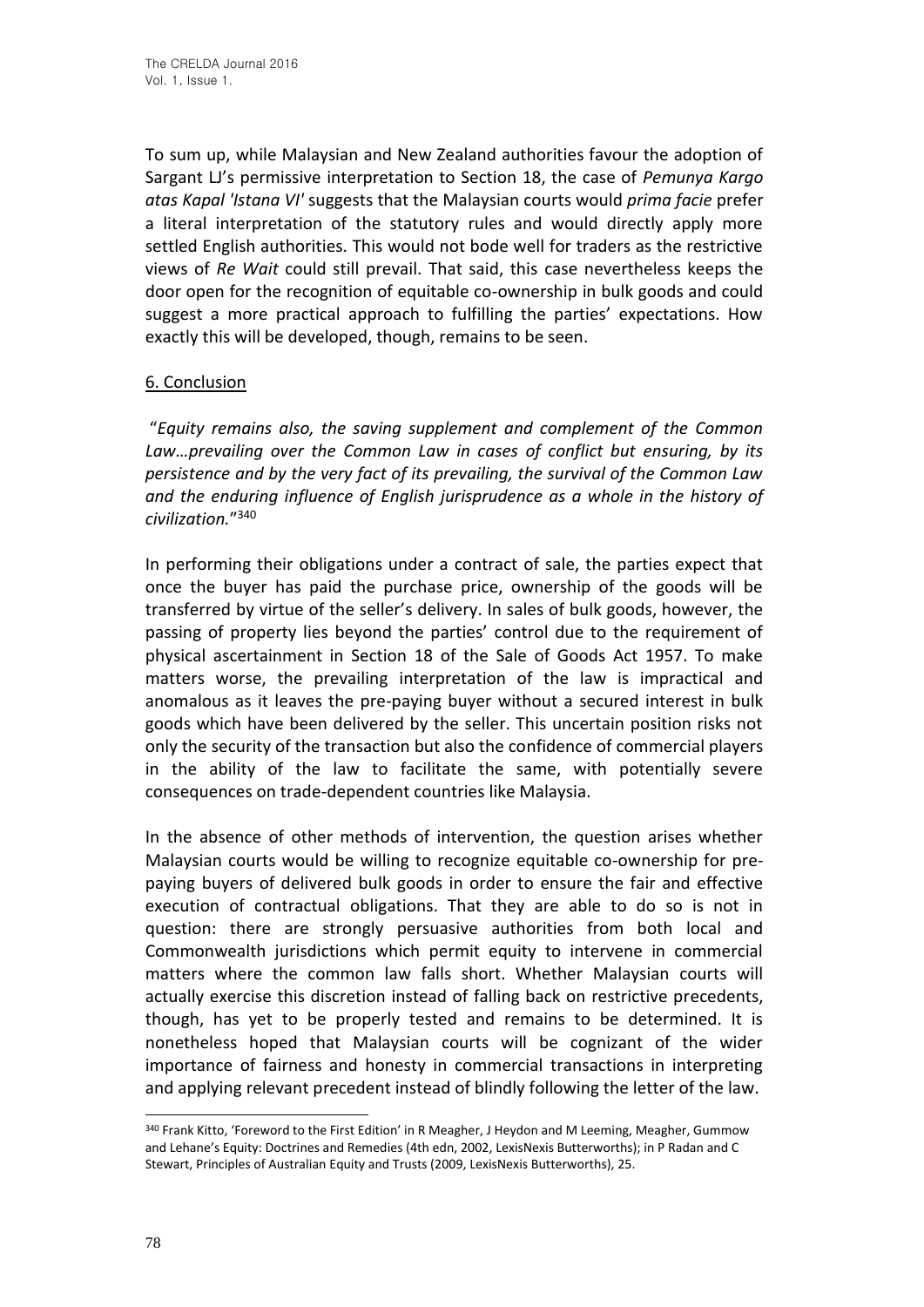To sum up, while Malaysian and New Zealand authorities favour the adoption of Sargant LJ's permissive interpretation to Section 18, the case of *Pemunya Kargo atas Kapal 'Istana VI'* suggests that the Malaysian courts would *prima facie* prefer a literal interpretation of the statutory rules and would directly apply more settled English authorities. This would not bode well for traders as the restrictive views of *Re Wait* could still prevail. That said, this case nevertheless keeps the door open for the recognition of equitable co-ownership in bulk goods and could suggest a more practical approach to fulfilling the parties' expectations. How exactly this will be developed, though, remains to be seen.

## 6. Conclusion

"*Equity remains also, the saving supplement and complement of the Common Law…prevailing over the Common Law in cases of conflict but ensuring, by its persistence and by the very fact of its prevailing, the survival of the Common Law and the enduring influence of English jurisprudence as a whole in the history of civilization.*"[340]

In performing their obligations under a contract of sale, the parties expect that once the buyer has paid the purchase price, ownership of the goods will be transferred by virtue of the seller's delivery. In sales of bulk goods, however, the passing of property lies beyond the parties' control due to the requirement of physical ascertainment in Section 18 of the Sale of Goods Act 1957. To make matters worse, the prevailing interpretation of the law is impractical and anomalous as it leaves the pre-paying buyer without a secured interest in bulk goods which have been delivered by the seller. This uncertain position risks not only the security of the transaction but also the confidence of commercial players in the ability of the law to facilitate the same, with potentially severe consequences on trade-dependent countries like Malaysia.

In the absence of other methods of intervention, the question arises whether Malaysian courts would be willing to recognize equitable co-ownership for pre-paying buyers of delivered bulk goods in order to ensure the fair and effective execution of contractual obligations. That they are able to do so is not in question: there are strongly persuasive authorities from both local and Commonwealth jurisdictions which permit equity to intervene in commercial matters where the common law falls short. Whether Malaysian courts will actually exercise this discretion instead of falling back on restrictive precedents, though, has yet to be properly tested and remains to be determined. It is nonetheless hoped that Malaysian courts will be cognizant of the wider importance of fairness and honesty in commercial transactions in interpreting and applying relevant precedent instead of blindly following the letter of the law.

[340] Frank Kitto, 'Foreword to the First Edition' in R Meagher, J Heydon and M Leeming, Meagher, Gummow and Lehane's Equity: Doctrines and Remedies (4th edn, 2002, LexisNexis Butterworths); in P Radan and C Stewart, Principles of Australian Equity and Trusts (2009, LexisNexis Butterworths), 25.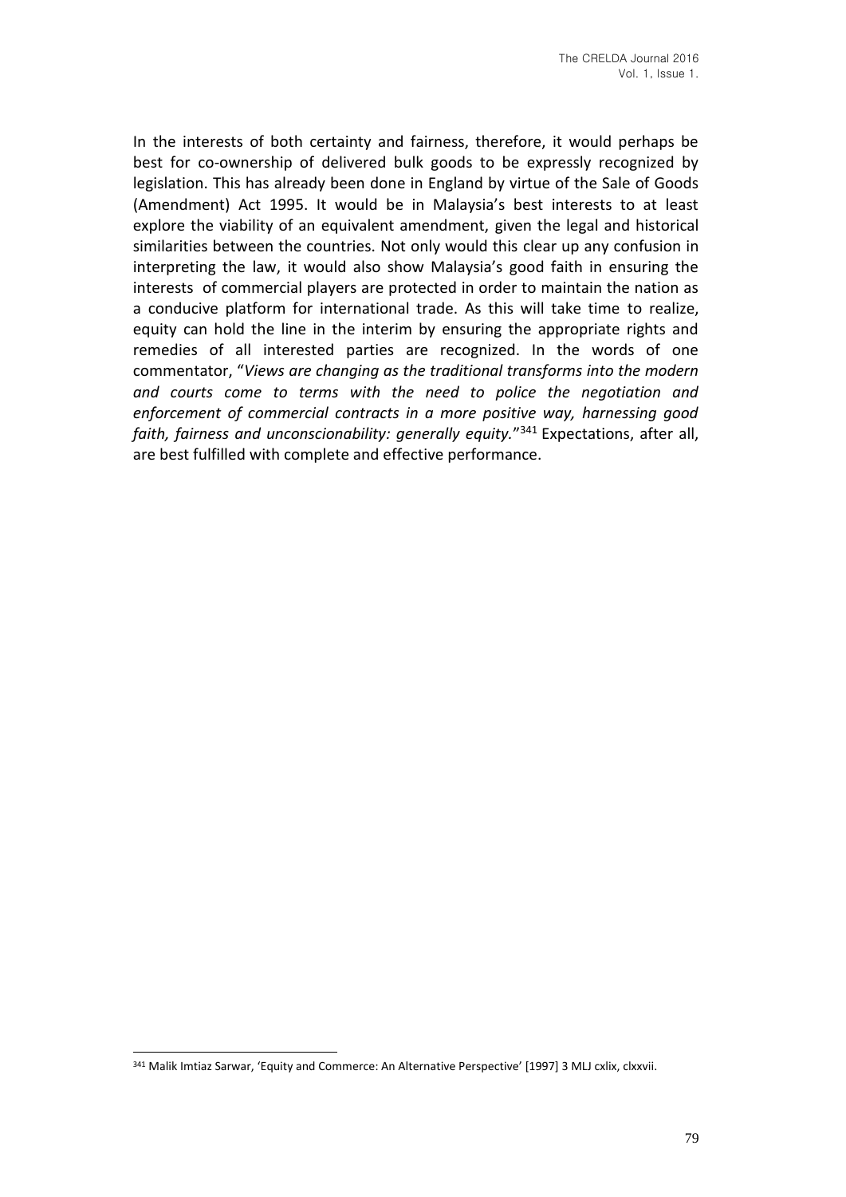In the interests of both certainty and fairness, therefore, it would perhaps be best for co-ownership of delivered bulk goods to be expressly recognized by legislation. This has already been done in England by virtue of the Sale of Goods (Amendment) Act 1995. It would be in Malaysia's best interests to at least explore the viability of an equivalent amendment, given the legal and historical similarities between the countries. Not only would this clear up any confusion in interpreting the law, it would also show Malaysia's good faith in ensuring the interests of commercial players are protected in order to maintain the nation as a conducive platform for international trade. As this will take time to realize, equity can hold the line in the interim by ensuring the appropriate rights and remedies of all interested parties are recognized. In the words of one commentator, "*Views are changing as the traditional transforms into the modern and courts come to terms with the need to police the negotiation and enforcement of commercial contracts in a more positive way, harnessing good faith, fairness and unconscionability: generally equity.*"[341] Expectations, after all, are best fulfilled with complete and effective performance.

---

[341] Malik Imtiaz Sarwar, 'Equity and Commerce: An Alternative Perspective' [1997] 3 MLJ cxlix, clxxvii.